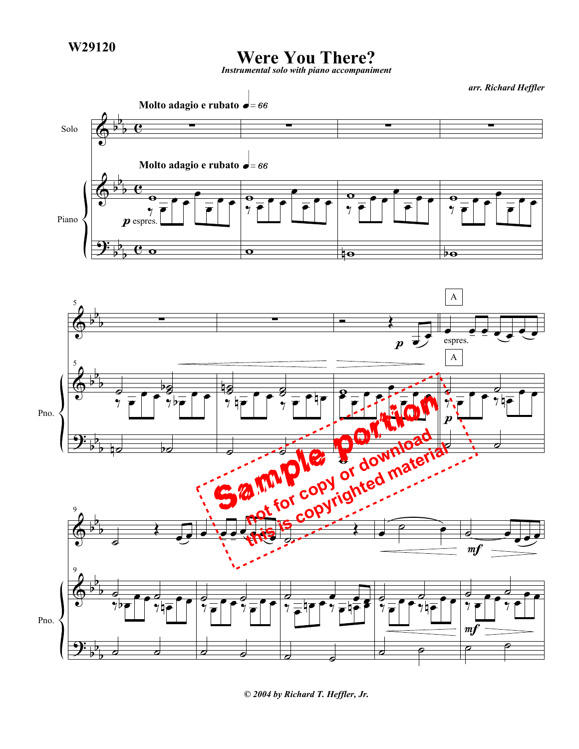W29120

# Were You There?

*Instrumental solo with piano accompaniment*

*arr. Richard Heffler*

**Molto adagio e rubato** ♩= 66

Sample portion
not for copy or download
this is copyrighted material

*© 2004 by Richard T. Heffler, Jr.*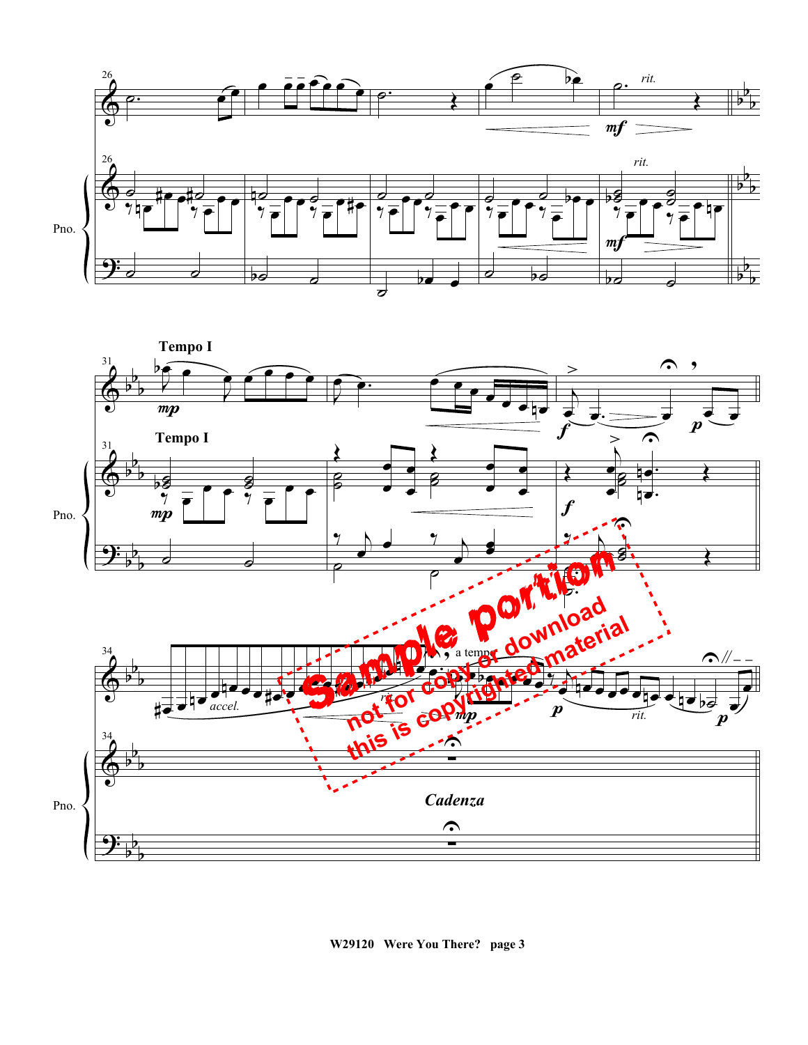**Tempo I**

*Cadenza*

*Sample portion — not for copy or download — this is copyrighted material*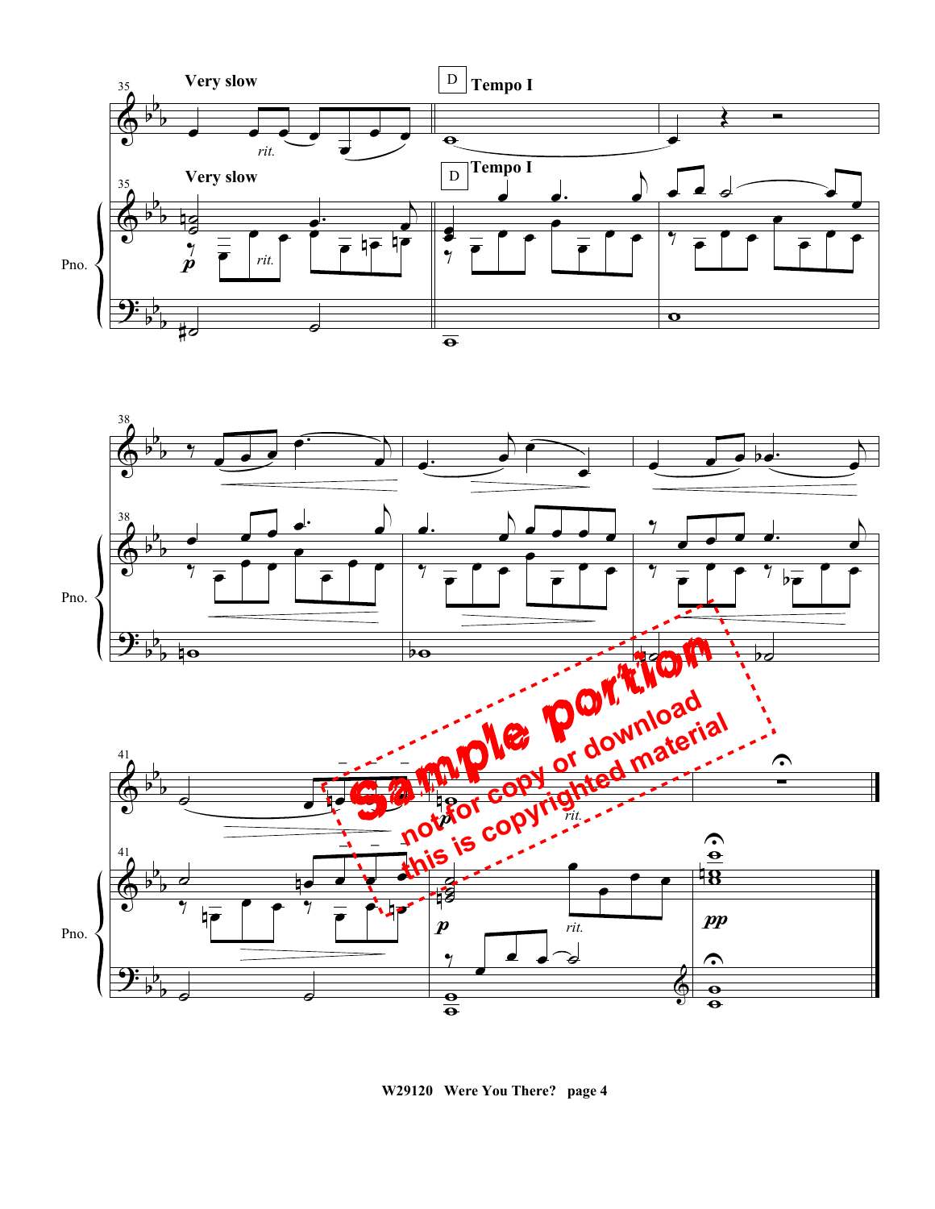Very slow

D Tempo I

rit.

Pno.

sample portion
not for copy or download
this is copyrighted material